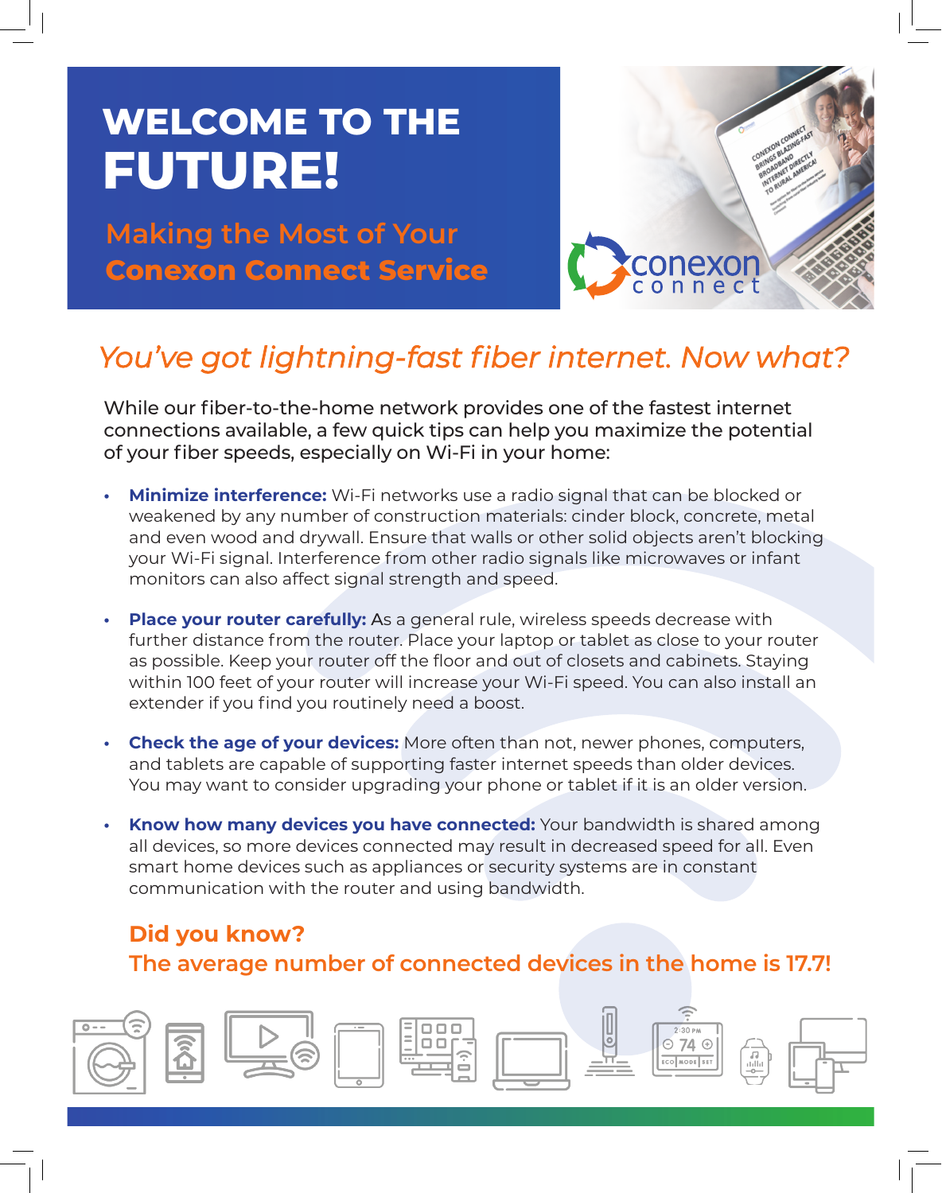# WELCOME TO THE FUTURE!

## Making the Most of Your Conexon Connect Service

conexon connect

## *You've got lightning-fast fiber internet. Now what?*

While our fiber-to-the-home network provides one of the fastest internet connections available, a few quick tips can help you maximize the potential of your fiber speeds, especially on Wi-Fi in your home:

- **Minimize interference:** Wi-Fi networks use a radio signal that can be blocked or weakened by any number of construction materials: cinder block, concrete, metal and even wood and drywall. Ensure that walls or other solid objects aren't blocking your Wi-Fi signal. Interference from other radio signals like microwaves or infant monitors can also affect signal strength and speed.

- **Place your router carefully:** As a general rule, wireless speeds decrease with further distance from the router. Place your laptop or tablet as close to your router as possible. Keep your router off the floor and out of closets and cabinets. Staying within 100 feet of your router will increase your Wi-Fi speed. You can also install an extender if you find you routinely need a boost.

- **Check the age of your devices:** More often than not, newer phones, computers, and tablets are capable of supporting faster internet speeds than older devices. You may want to consider upgrading your phone or tablet if it is an older version.

- **Know how many devices you have connected:** Your bandwidth is shared among all devices, so more devices connected may result in decreased speed for all. Even smart home devices such as appliances or security systems are in constant communication with the router and using bandwidth.

### Did you know?
### The average number of connected devices in the home is 17.7!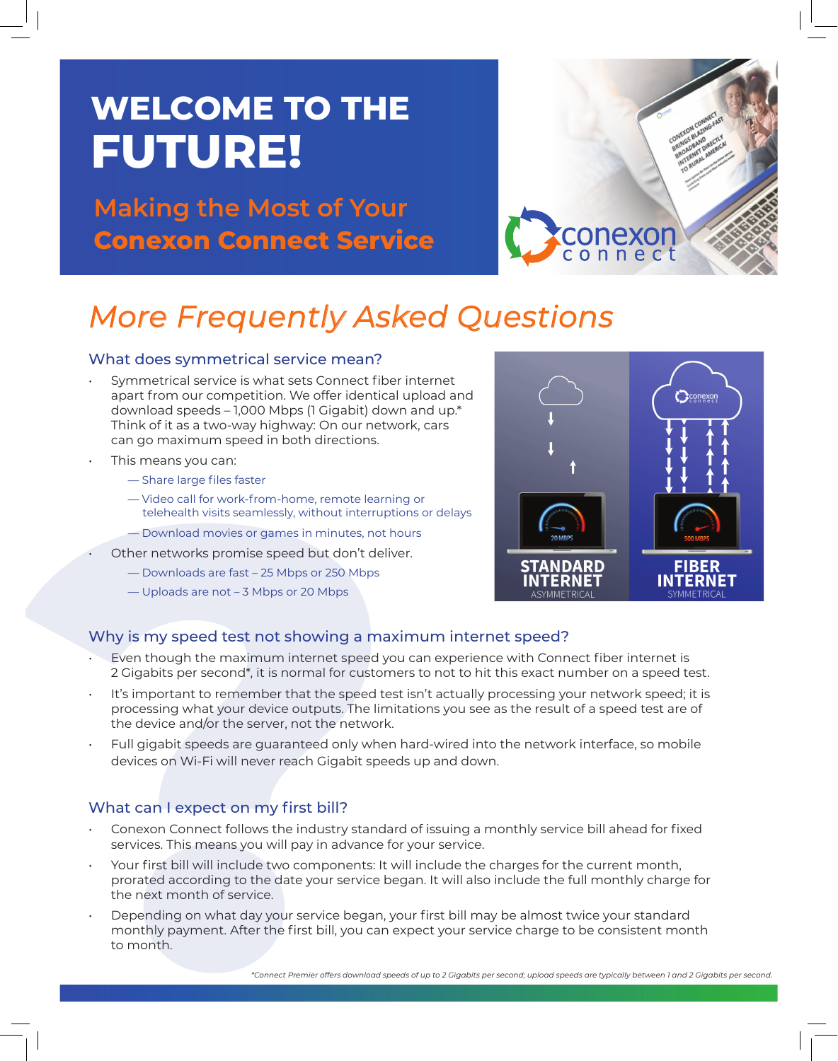# WELCOME TO THE FUTURE!

## Making the Most of Your Conexon Connect Service

## More Frequently Asked Questions

### What does symmetrical service mean?

- Symmetrical service is what sets Connect fiber internet apart from our competition. We offer identical upload and download speeds – 1,000 Mbps (1 Gigabit) down and up.* Think of it as a two-way highway: On our network, cars can go maximum speed in both directions.
- This means you can:
  - — Share large files faster
  - — Video call for work-from-home, remote learning or telehealth visits seamlessly, without interruptions or delays
  - — Download movies or games in minutes, not hours
- Other networks promise speed but don't deliver.
  - — Downloads are fast – 25 Mbps or 250 Mbps
  - — Uploads are not – 3 Mbps or 20 Mbps

20 MBPS

STANDARD INTERNET
ASYMMETRICAL

500 MBPS

FIBER INTERNET
SYMMETRICAL

### Why is my speed test not showing a maximum internet speed?

- Even though the maximum internet speed you can experience with Connect fiber internet is 2 Gigabits per second*, it is normal for customers to not to hit this exact number on a speed test.
- It's important to remember that the speed test isn't actually processing your network speed; it is processing what your device outputs. The limitations you see as the result of a speed test are of the device and/or the server, not the network.
- Full gigabit speeds are guaranteed only when hard-wired into the network interface, so mobile devices on Wi-Fi will never reach Gigabit speeds up and down.

### What can I expect on my first bill?

- Conexon Connect follows the industry standard of issuing a monthly service bill ahead for fixed services. This means you will pay in advance for your service.
- Your first bill will include two components: It will include the charges for the current month, prorated according to the date your service began. It will also include the full monthly charge for the next month of service.
- Depending on what day your service began, your first bill may be almost twice your standard monthly payment. After the first bill, you can expect your service charge to be consistent month to month.

*Connect Premier offers download speeds of up to 2 Gigabits per second; upload speeds are typically between 1 and 2 Gigabits per second.*